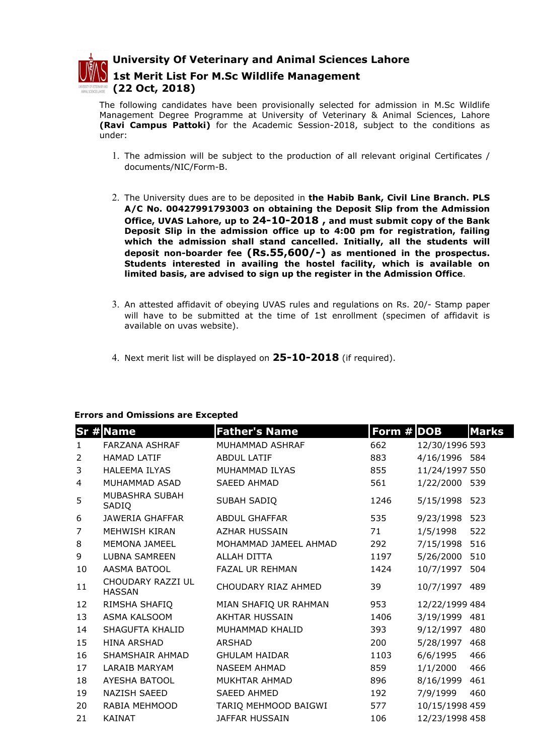# University Of Veterinary and Animal Sciences Lahore

## 1st Merit List For M.Sc Wildlife Management

## (22 Oct, 2018)

The following candidates have been provisionally selected for admission in M.Sc Wildlife Management Degree Programme at University of Veterinary & Animal Sciences, Lahore **(Ravi Campus Pattoki)** for the Academic Session-2018, subject to the conditions as under:

1. The admission will be subject to the production of all relevant original Certificates / documents/NIC/Form-B.
2. The University dues are to be deposited in **the Habib Bank, Civil Line Branch. PLS A/C No. 00427991793003 on obtaining the Deposit Slip from the Admission Office, UVAS Lahore, up to 24-10-2018 , and must submit copy of the Bank Deposit Slip in the admission office up to 4:00 pm for registration, failing which the admission shall stand cancelled. Initially, all the students will deposit non-boarder fee (Rs.55,600/-) as mentioned in the prospectus. Students interested in availing the hostel facility, which is available on limited basis, are advised to sign up the register in the Admission Office**.
3. An attested affidavit of obeying UVAS rules and regulations on Rs. 20/- Stamp paper will have to be submitted at the time of 1st enrollment (specimen of affidavit is available on uvas website).
4. Next merit list will be displayed on **25-10-2018** (if required).

**Errors and Omissions are Excepted**

| Sr # | Name | Father's Name | Form # | DOB | Marks |
|---|---|---|---|---|---|
| 1 | FARZANA ASHRAF | MUHAMMAD ASHRAF | 662 | 12/30/1996 | 593 |
| 2 | HAMAD LATIF | ABDUL LATIF | 883 | 4/16/1996 | 584 |
| 3 | HALEEMA ILYAS | MUHAMMAD ILYAS | 855 | 11/24/1997 | 550 |
| 4 | MUHAMMAD ASAD | SAEED AHMAD | 561 | 1/22/2000 | 539 |
| 5 | MUBASHRA SUBAH SADIQ | SUBAH SADIQ | 1246 | 5/15/1998 | 523 |
| 6 | JAWERIA GHAFFAR | ABDUL GHAFFAR | 535 | 9/23/1998 | 523 |
| 7 | MEHWISH KIRAN | AZHAR HUSSAIN | 71 | 1/5/1998 | 522 |
| 8 | MEMONA JAMEEL | MOHAMMAD JAMEEL AHMAD | 292 | 7/15/1998 | 516 |
| 9 | LUBNA SAMREEN | ALLAH DITTA | 1197 | 5/26/2000 | 510 |
| 10 | AASMA BATOOL | FAZAL UR REHMAN | 1424 | 10/7/1997 | 504 |
| 11 | CHOUDARY RAZZI UL HASSAN | CHOUDARY RIAZ AHMED | 39 | 10/7/1997 | 489 |
| 12 | RIMSHA SHAFIQ | MIAN SHAFIQ UR RAHMAN | 953 | 12/22/1999 | 484 |
| 13 | ASMA KALSOOM | AKHTAR HUSSAIN | 1406 | 3/19/1999 | 481 |
| 14 | SHAGUFTA KHALID | MUHAMMAD KHALID | 393 | 9/12/1997 | 480 |
| 15 | HINA ARSHAD | ARSHAD | 200 | 5/28/1997 | 468 |
| 16 | SHAMSHAIR AHMAD | GHULAM HAIDAR | 1103 | 6/6/1995 | 466 |
| 17 | LARAIB MARYAM | NASEEM AHMAD | 859 | 1/1/2000 | 466 |
| 18 | AYESHA BATOOL | MUKHTAR AHMAD | 896 | 8/16/1999 | 461 |
| 19 | NAZISH SAEED | SAEED AHMED | 192 | 7/9/1999 | 460 |
| 20 | RABIA MEHMOOD | TARIQ MEHMOOD BAIGWI | 577 | 10/15/1998 | 459 |
| 21 | KAINAT | JAFFAR HUSSAIN | 106 | 12/23/1998 | 458 |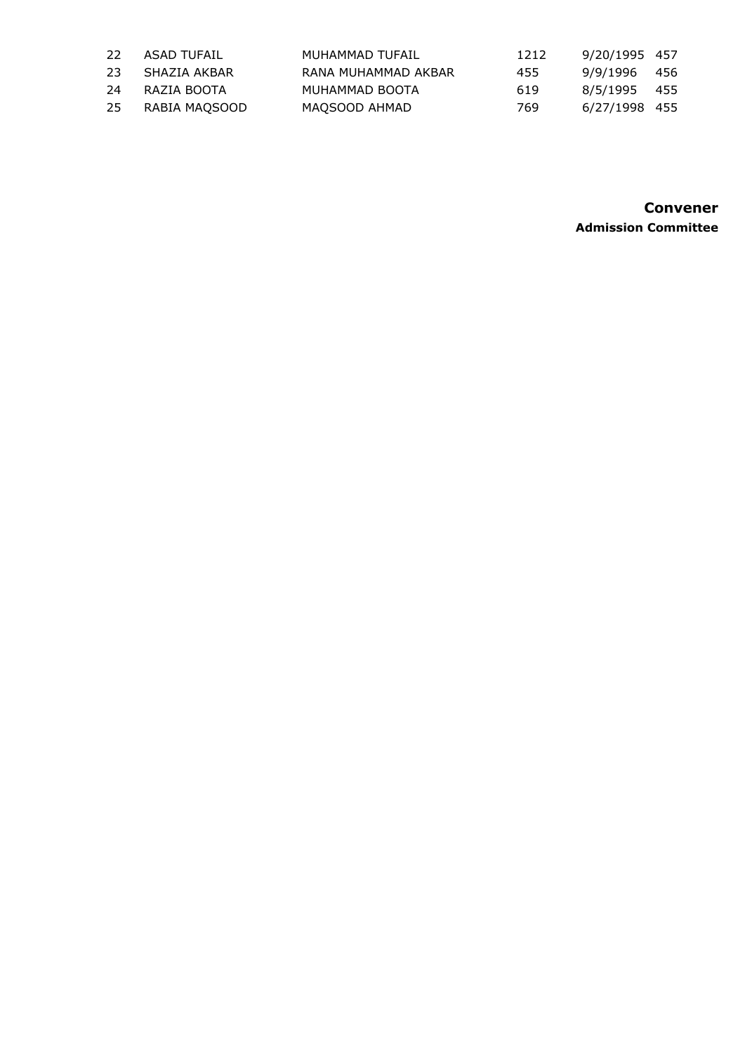| | | | | | |
|---|---|---|---|---|---|
| 22 | ASAD TUFAIL | MUHAMMAD TUFAIL | 1212 | 9/20/1995 | 457 |
| 23 | SHAZIA AKBAR | RANA MUHAMMAD AKBAR | 455 | 9/9/1996 | 456 |
| 24 | RAZIA BOOTA | MUHAMMAD BOOTA | 619 | 8/5/1995 | 455 |
| 25 | RABIA MAQSOOD | MAQSOOD AHMAD | 769 | 6/27/1998 | 455 |

**Convener**

**Admission Committee**